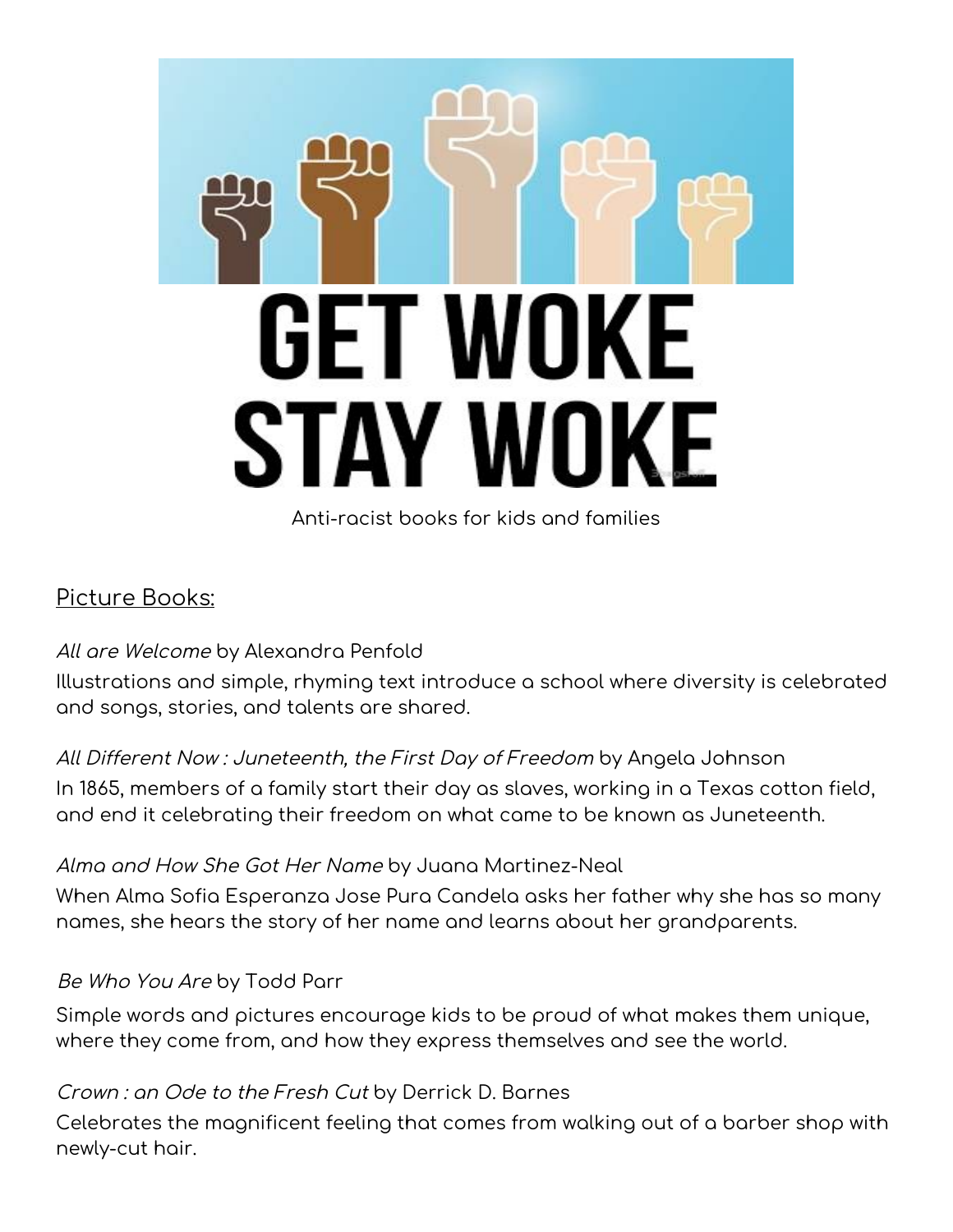# GET WOKE STAY WOKE

Anti-racist books for kids and families

## Picture Books:

*All are Welcome* by Alexandra Penfold

Illustrations and simple, rhyming text introduce a school where diversity is celebrated and songs, stories, and talents are shared.

*All Different Now : Juneteenth, the First Day of Freedom* by Angela Johnson

In 1865, members of a family start their day as slaves, working in a Texas cotton field, and end it celebrating their freedom on what came to be known as Juneteenth.

*Alma and How She Got Her Name* by Juana Martinez-Neal

When Alma Sofia Esperanza Jose Pura Candela asks her father why she has so many names, she hears the story of her name and learns about her grandparents.

*Be Who You Are* by Todd Parr

Simple words and pictures encourage kids to be proud of what makes them unique, where they come from, and how they express themselves and see the world.

*Crown : an Ode to the Fresh Cut* by Derrick D. Barnes

Celebrates the magnificent feeling that comes from walking out of a barber shop with newly-cut hair.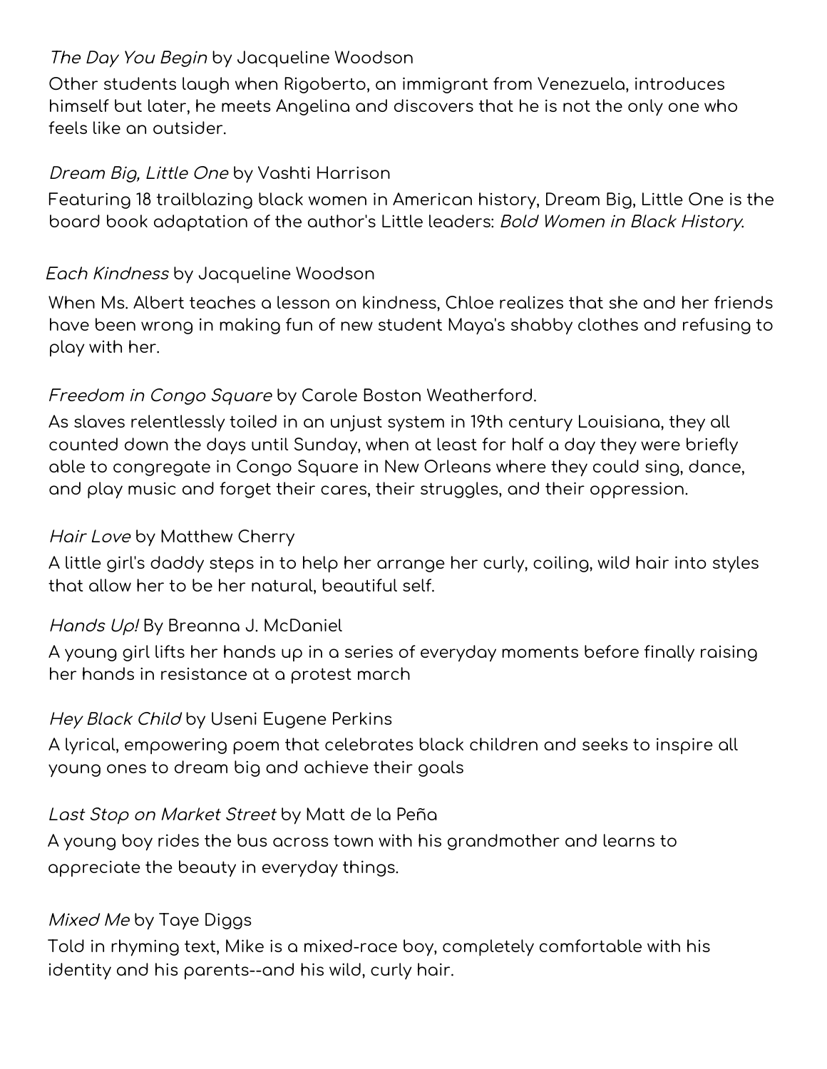*The Day You Begin* by Jacqueline Woodson

Other students laugh when Rigoberto, an immigrant from Venezuela, introduces himself but later, he meets Angelina and discovers that he is not the only one who feels like an outsider.

*Dream Big, Little One* by Vashti Harrison

Featuring 18 trailblazing black women in American history, Dream Big, Little One is the board book adaptation of the author's Little leaders: *Bold Women in Black History.*

*Each Kindness* by Jacqueline Woodson

When Ms. Albert teaches a lesson on kindness, Chloe realizes that she and her friends have been wrong in making fun of new student Maya's shabby clothes and refusing to play with her.

*Freedom in Congo Square* by Carole Boston Weatherford.

As slaves relentlessly toiled in an unjust system in 19th century Louisiana, they all counted down the days until Sunday, when at least for half a day they were briefly able to congregate in Congo Square in New Orleans where they could sing, dance, and play music and forget their cares, their struggles, and their oppression.

*Hair Love* by Matthew Cherry

A little girl's daddy steps in to help her arrange her curly, coiling, wild hair into styles that allow her to be her natural, beautiful self.

*Hands Up!* By Breanna J. McDaniel

A young girl lifts her hands up in a series of everyday moments before finally raising her hands in resistance at a protest march

*Hey Black Child* by Useni Eugene Perkins

A lyrical, empowering poem that celebrates black children and seeks to inspire all young ones to dream big and achieve their goals

*Last Stop on Market Street* by Matt de la Peña

A young boy rides the bus across town with his grandmother and learns to appreciate the beauty in everyday things.

*Mixed Me* by Taye Diggs

Told in rhyming text, Mike is a mixed-race boy, completely comfortable with his identity and his parents--and his wild, curly hair.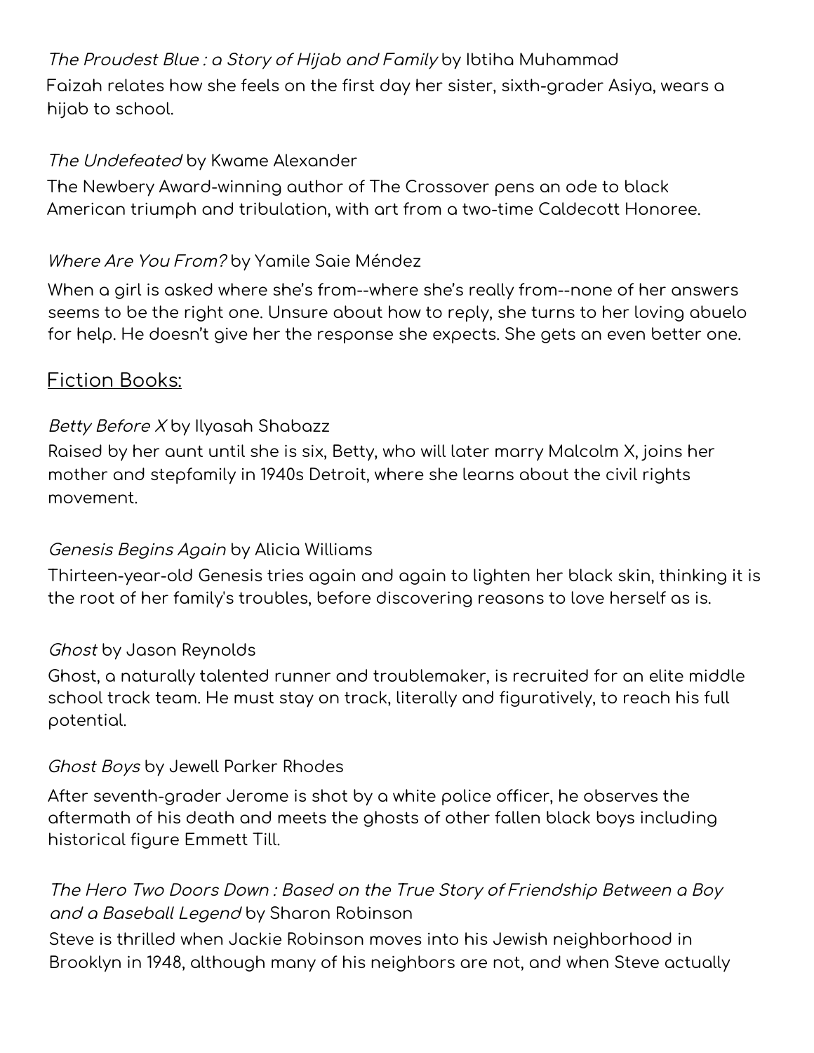*The Proudest Blue : a Story of Hijab and Family* by Ibtiha Muhammad
Faizah relates how she feels on the first day her sister, sixth-grader Asiya, wears a hijab to school.

*The Undefeated* by Kwame Alexander
The Newbery Award-winning author of The Crossover pens an ode to black American triumph and tribulation, with art from a two-time Caldecott Honoree.

*Where Are You From?* by Yamile Saie Méndez
When a girl is asked where she's from--where she's really from--none of her answers seems to be the right one. Unsure about how to reply, she turns to her loving abuelo for help. He doesn't give her the response she expects. She gets an even better one.

## Fiction Books:

*Betty Before X* by Ilyasah Shabazz
Raised by her aunt until she is six, Betty, who will later marry Malcolm X, joins her mother and stepfamily in 1940s Detroit, where she learns about the civil rights movement.

*Genesis Begins Again* by Alicia Williams
Thirteen-year-old Genesis tries again and again to lighten her black skin, thinking it is the root of her family's troubles, before discovering reasons to love herself as is.

*Ghost* by Jason Reynolds
Ghost, a naturally talented runner and troublemaker, is recruited for an elite middle school track team. He must stay on track, literally and figuratively, to reach his full potential.

*Ghost Boys* by Jewell Parker Rhodes
After seventh-grader Jerome is shot by a white police officer, he observes the aftermath of his death and meets the ghosts of other fallen black boys including historical figure Emmett Till.

*The Hero Two Doors Down : Based on the True Story of Friendship Between a Boy and a Baseball Legend* by Sharon Robinson
Steve is thrilled when Jackie Robinson moves into his Jewish neighborhood in Brooklyn in 1948, although many of his neighbors are not, and when Steve actually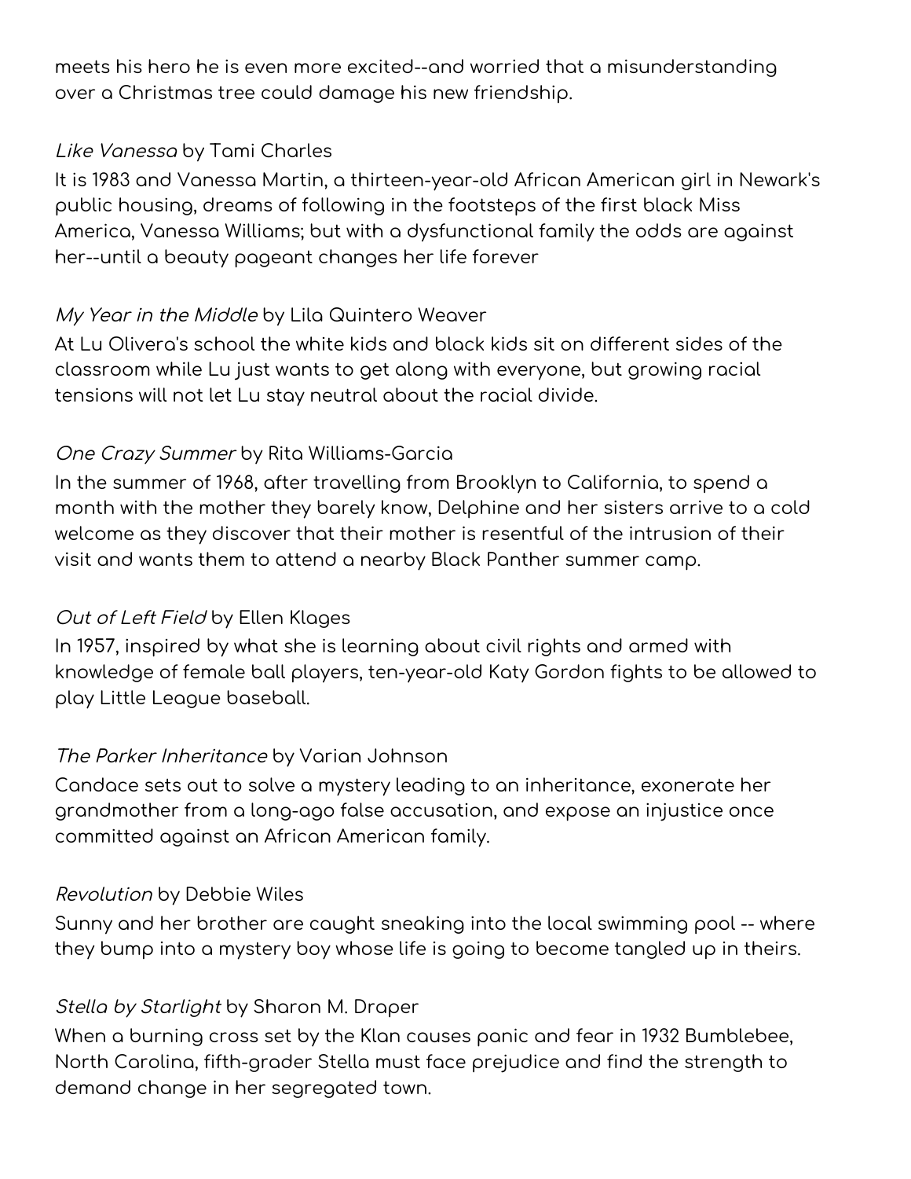meets his hero he is even more excited--and worried that a misunderstanding over a Christmas tree could damage his new friendship.

*Like Vanessa* by Tami Charles
It is 1983 and Vanessa Martin, a thirteen-year-old African American girl in Newark's public housing, dreams of following in the footsteps of the first black Miss America, Vanessa Williams; but with a dysfunctional family the odds are against her--until a beauty pageant changes her life forever

*My Year in the Middle* by Lila Quintero Weaver
At Lu Olivera's school the white kids and black kids sit on different sides of the classroom while Lu just wants to get along with everyone, but growing racial tensions will not let Lu stay neutral about the racial divide.

*One Crazy Summer* by Rita Williams-Garcia
In the summer of 1968, after travelling from Brooklyn to California, to spend a month with the mother they barely know, Delphine and her sisters arrive to a cold welcome as they discover that their mother is resentful of the intrusion of their visit and wants them to attend a nearby Black Panther summer camp.

*Out of Left Field* by Ellen Klages
In 1957, inspired by what she is learning about civil rights and armed with knowledge of female ball players, ten-year-old Katy Gordon fights to be allowed to play Little League baseball.

*The Parker Inheritance* by Varian Johnson
Candace sets out to solve a mystery leading to an inheritance, exonerate her grandmother from a long-ago false accusation, and expose an injustice once committed against an African American family.

*Revolution* by Debbie Wiles
Sunny and her brother are caught sneaking into the local swimming pool -- where they bump into a mystery boy whose life is going to become tangled up in theirs.

*Stella by Starlight* by Sharon M. Draper
When a burning cross set by the Klan causes panic and fear in 1932 Bumblebee, North Carolina, fifth-grader Stella must face prejudice and find the strength to demand change in her segregated town.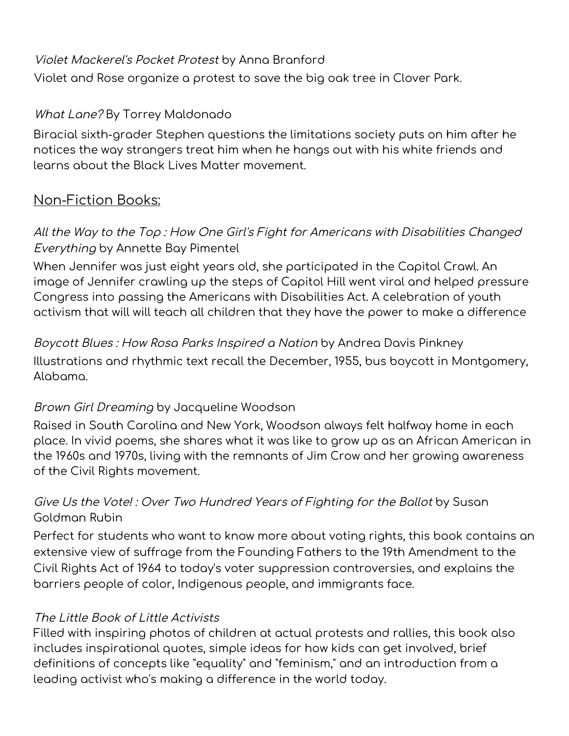*Violet Mackerel's Pocket Protest* by Anna Branford
Violet and Rose organize a protest to save the big oak tree in Clover Park.

*What Lane?* By Torrey Maldonado
Biracial sixth-grader Stephen questions the limitations society puts on him after he notices the way strangers treat him when he hangs out with his white friends and learns about the Black Lives Matter movement.

## Non-Fiction Books:

*All the Way to the Top : How One Girl's Fight for Americans with Disabilities Changed Everything* by Annette Bay Pimentel
When Jennifer was just eight years old, she participated in the Capitol Crawl. An image of Jennifer crawling up the steps of Capitol Hill went viral and helped pressure Congress into passing the Americans with Disabilities Act. A celebration of youth activism that will will teach all children that they have the power to make a difference

*Boycott Blues : How Rosa Parks Inspired a Nation* by Andrea Davis Pinkney
Illustrations and rhythmic text recall the December, 1955, bus boycott in Montgomery, Alabama.

*Brown Girl Dreaming* by Jacqueline Woodson
Raised in South Carolina and New York, Woodson always felt halfway home in each place. In vivid poems, she shares what it was like to grow up as an African American in the 1960s and 1970s, living with the remnants of Jim Crow and her growing awareness of the Civil Rights movement.

*Give Us the Vote! : Over Two Hundred Years of Fighting for the Ballot* by Susan Goldman Rubin
Perfect for students who want to know more about voting rights, this book contains an extensive view of suffrage from the Founding Fathers to the 19th Amendment to the Civil Rights Act of 1964 to today's voter suppression controversies, and explains the barriers people of color, Indigenous people, and immigrants face.

*The Little Book of Little Activists*
Filled with inspiring photos of children at actual protests and rallies, this book also includes inspirational quotes, simple ideas for how kids can get involved, brief definitions of concepts like "equality" and "feminism," and an introduction from a leading activist who's making a difference in the world today.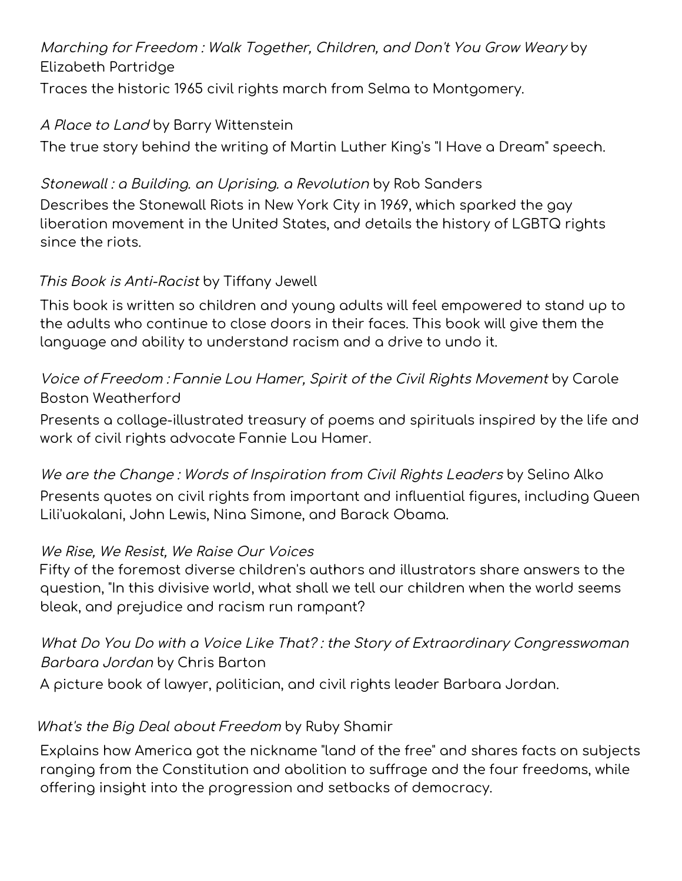*Marching for Freedom : Walk Together, Children, and Don't You Grow Weary* by Elizabeth Partridge

Traces the historic 1965 civil rights march from Selma to Montgomery.

*A Place to Land* by Barry Wittenstein

The true story behind the writing of Martin Luther King's "I Have a Dream" speech.

*Stonewall : a Building. an Uprising. a Revolution* by Rob Sanders

Describes the Stonewall Riots in New York City in 1969, which sparked the gay liberation movement in the United States, and details the history of LGBTQ rights since the riots.

*This Book is Anti-Racist* by Tiffany Jewell

This book is written so children and young adults will feel empowered to stand up to the adults who continue to close doors in their faces. This book will give them the language and ability to understand racism and a drive to undo it.

*Voice of Freedom : Fannie Lou Hamer, Spirit of the Civil Rights Movement* by Carole Boston Weatherford

Presents a collage-illustrated treasury of poems and spirituals inspired by the life and work of civil rights advocate Fannie Lou Hamer.

*We are the Change : Words of Inspiration from Civil Rights Leaders* by Selina Alko

Presents quotes on civil rights from important and influential figures, including Queen Lili'uokalani, John Lewis, Nina Simone, and Barack Obama.

*We Rise, We Resist, We Raise Our Voices*

Fifty of the foremost diverse children's authors and illustrators share answers to the question, "In this divisive world, what shall we tell our children when the world seems bleak, and prejudice and racism run rampant?

*What Do You Do with a Voice Like That? : the Story of Extraordinary Congresswoman Barbara Jordan* by Chris Barton

A picture book of lawyer, politician, and civil rights leader Barbara Jordan.

*What's the Big Deal about Freedom* by Ruby Shamir

Explains how America got the nickname "land of the free" and shares facts on subjects ranging from the Constitution and abolition to suffrage and the four freedoms, while offering insight into the progression and setbacks of democracy.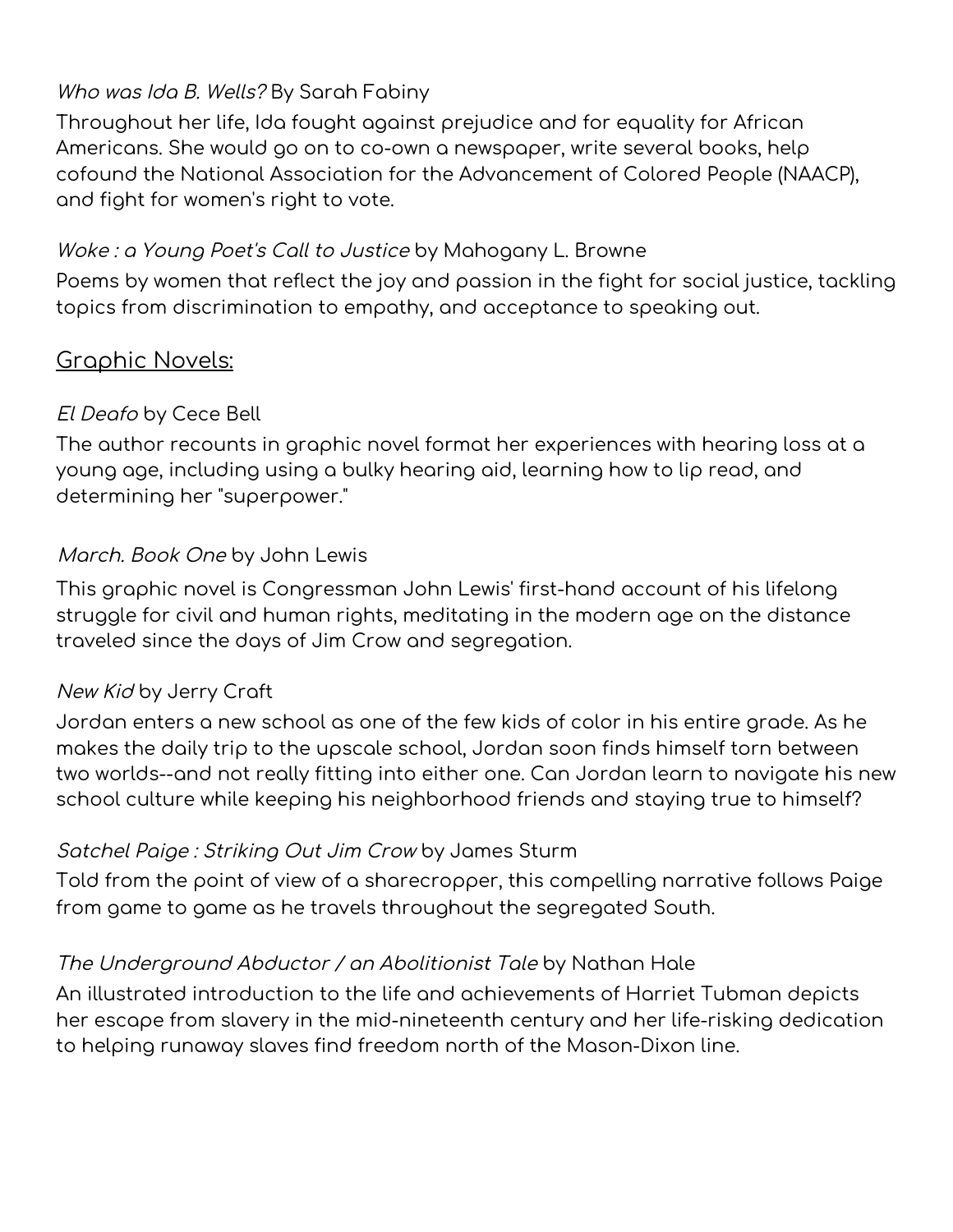*Who was Ida B. Wells?* By Sarah Fabiny

Throughout her life, Ida fought against prejudice and for equality for African Americans. She would go on to co-own a newspaper, write several books, help cofound the National Association for the Advancement of Colored People (NAACP), and fight for women's right to vote.

*Woke : a Young Poet's Call to Justice* by Mahogany L. Browne

Poems by women that reflect the joy and passion in the fight for social justice, tackling topics from discrimination to empathy, and acceptance to speaking out.

## Graphic Novels:

*El Deafo* by Cece Bell

The author recounts in graphic novel format her experiences with hearing loss at a young age, including using a bulky hearing aid, learning how to lip read, and determining her "superpower."

*March. Book One* by John Lewis

This graphic novel is Congressman John Lewis' first-hand account of his lifelong struggle for civil and human rights, meditating in the modern age on the distance traveled since the days of Jim Crow and segregation.

*New Kid* by Jerry Craft

Jordan enters a new school as one of the few kids of color in his entire grade. As he makes the daily trip to the upscale school, Jordan soon finds himself torn between two worlds--and not really fitting into either one. Can Jordan learn to navigate his new school culture while keeping his neighborhood friends and staying true to himself?

*Satchel Paige : Striking Out Jim Crow* by James Sturm

Told from the point of view of a sharecropper, this compelling narrative follows Paige from game to game as he travels throughout the segregated South.

*The Underground Abductor / an Abolitionist Tale* by Nathan Hale

An illustrated introduction to the life and achievements of Harriet Tubman depicts her escape from slavery in the mid-nineteenth century and her life-risking dedication to helping runaway slaves find freedom north of the Mason-Dixon line.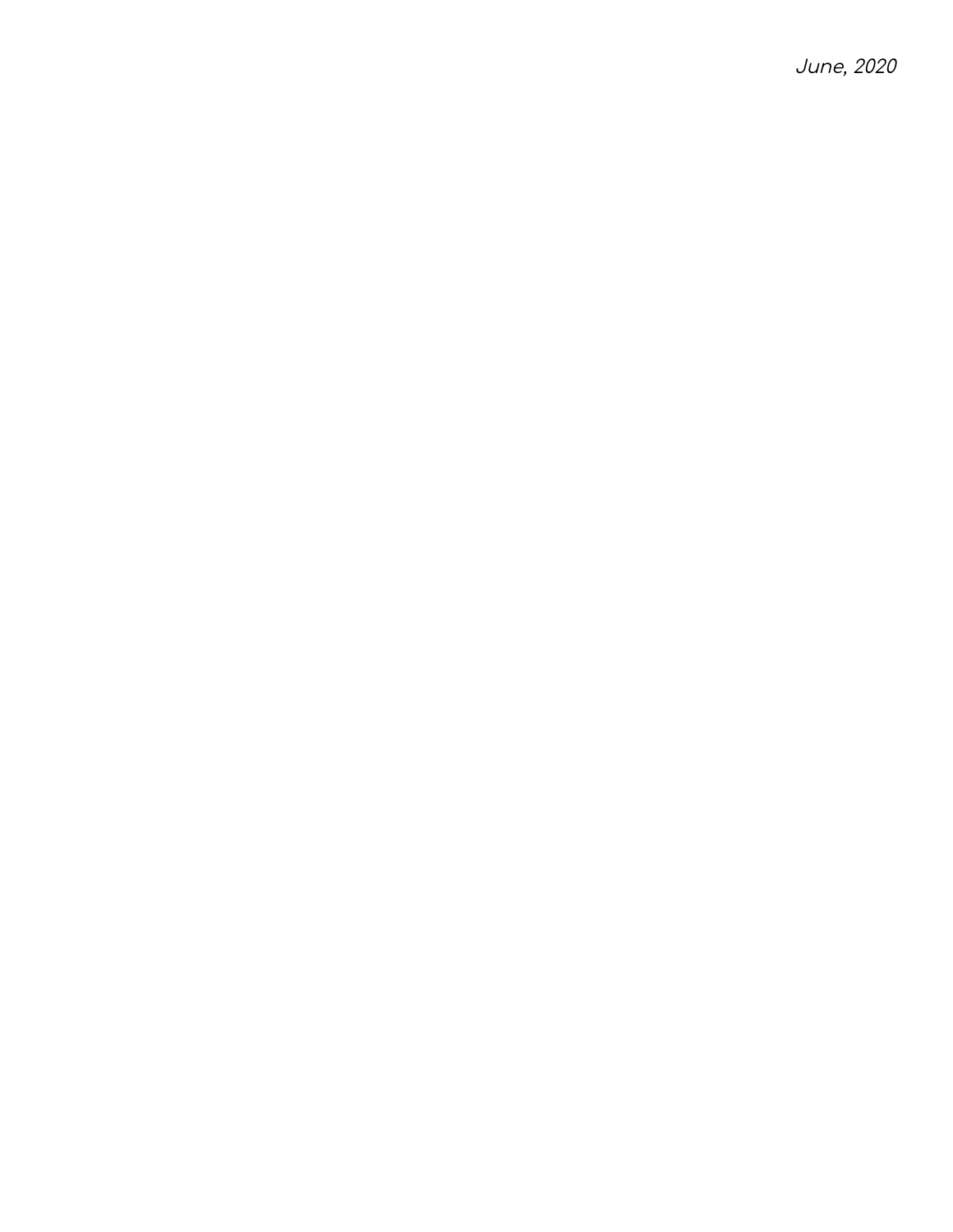*June, 2020*